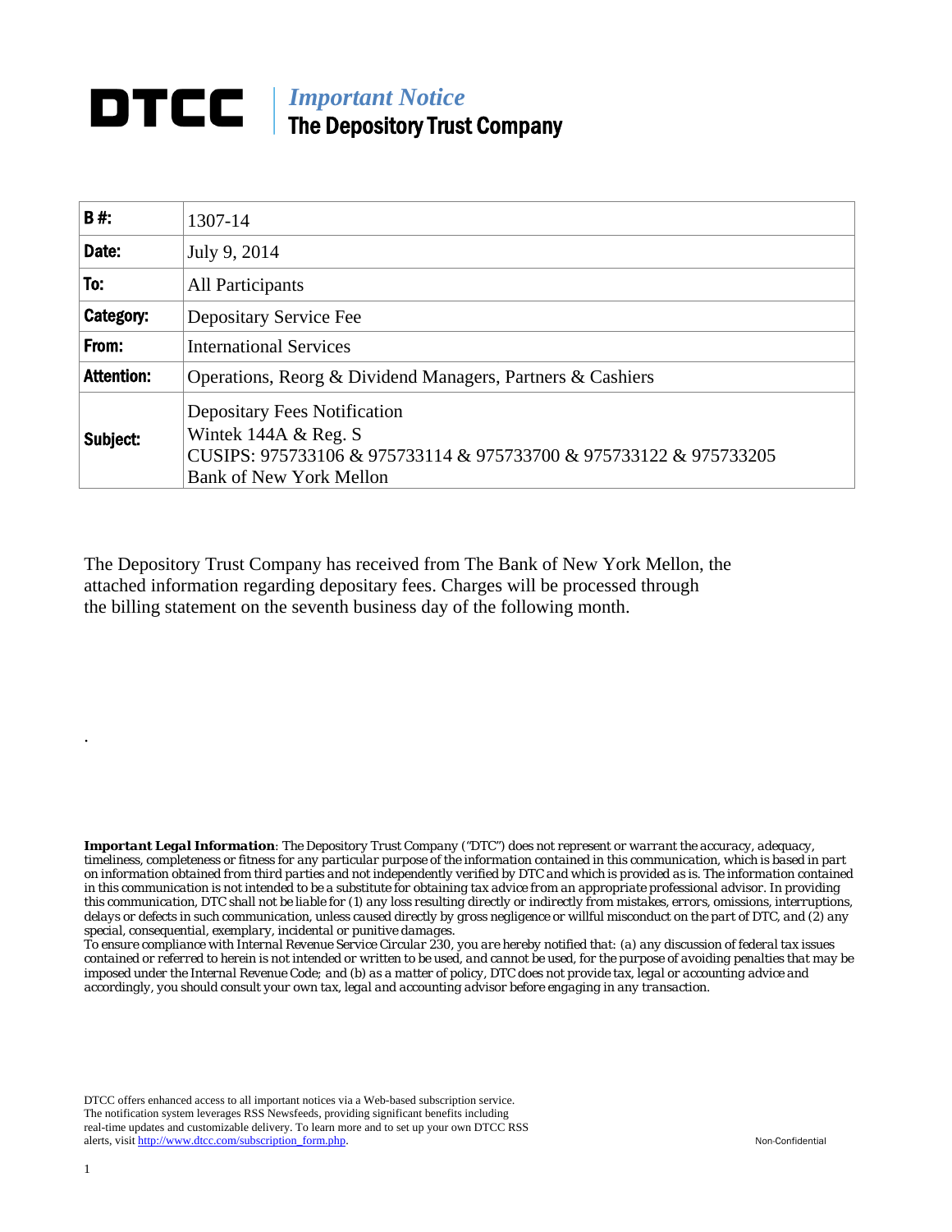# DTCC | *Important Notice*
## The Depository Trust Company

| **B #:** | 1307-14 |
|---|---|
| **Date:** | July 9, 2014 |
| **To:** | All Participants |
| **Category:** | Depositary Service Fee |
| **From:** | International Services |
| **Attention:** | Operations, Reorg & Dividend Managers, Partners & Cashiers |
| **Subject:** | Depositary Fees Notification<br>Wintek 144A & Reg. S<br>CUSIPS: 975733106 & 975733114 & 975733700 & 975733122 & 975733205<br>Bank of New York Mellon |

The Depository Trust Company has received from The Bank of New York Mellon, the attached information regarding depositary fees. Charges will be processed through the billing statement on the seventh business day of the following month.

.

***Important Legal Information***: *The Depository Trust Company ("DTC") does not represent or warrant the accuracy, adequacy, timeliness, completeness or fitness for any particular purpose of the information contained in this communication, which is based in part on information obtained from third parties and not independently verified by DTC and which is provided as is. The information contained in this communication is not intended to be a substitute for obtaining tax advice from an appropriate professional advisor. In providing this communication, DTC shall not be liable for (1) any loss resulting directly or indirectly from mistakes, errors, omissions, interruptions, delays or defects in such communication, unless caused directly by gross negligence or willful misconduct on the part of DTC, and (2) any special, consequential, exemplary, incidental or punitive damages.*
*To ensure compliance with Internal Revenue Service Circular 230, you are hereby notified that: (a) any discussion of federal tax issues contained or referred to herein is not intended or written to be used, and cannot be used, for the purpose of avoiding penalties that may be imposed under the Internal Revenue Code; and (b) as a matter of policy, DTC does not provide tax, legal or accounting advice and accordingly, you should consult your own tax, legal and accounting advisor before engaging in any transaction.*

DTCC offers enhanced access to all important notices via a Web-based subscription service. The notification system leverages RSS Newsfeeds, providing significant benefits including real-time updates and customizable delivery. To learn more and to set up your own DTCC RSS alerts, visit http://www.dtcc.com/subscription_form.php.

Non-Confidential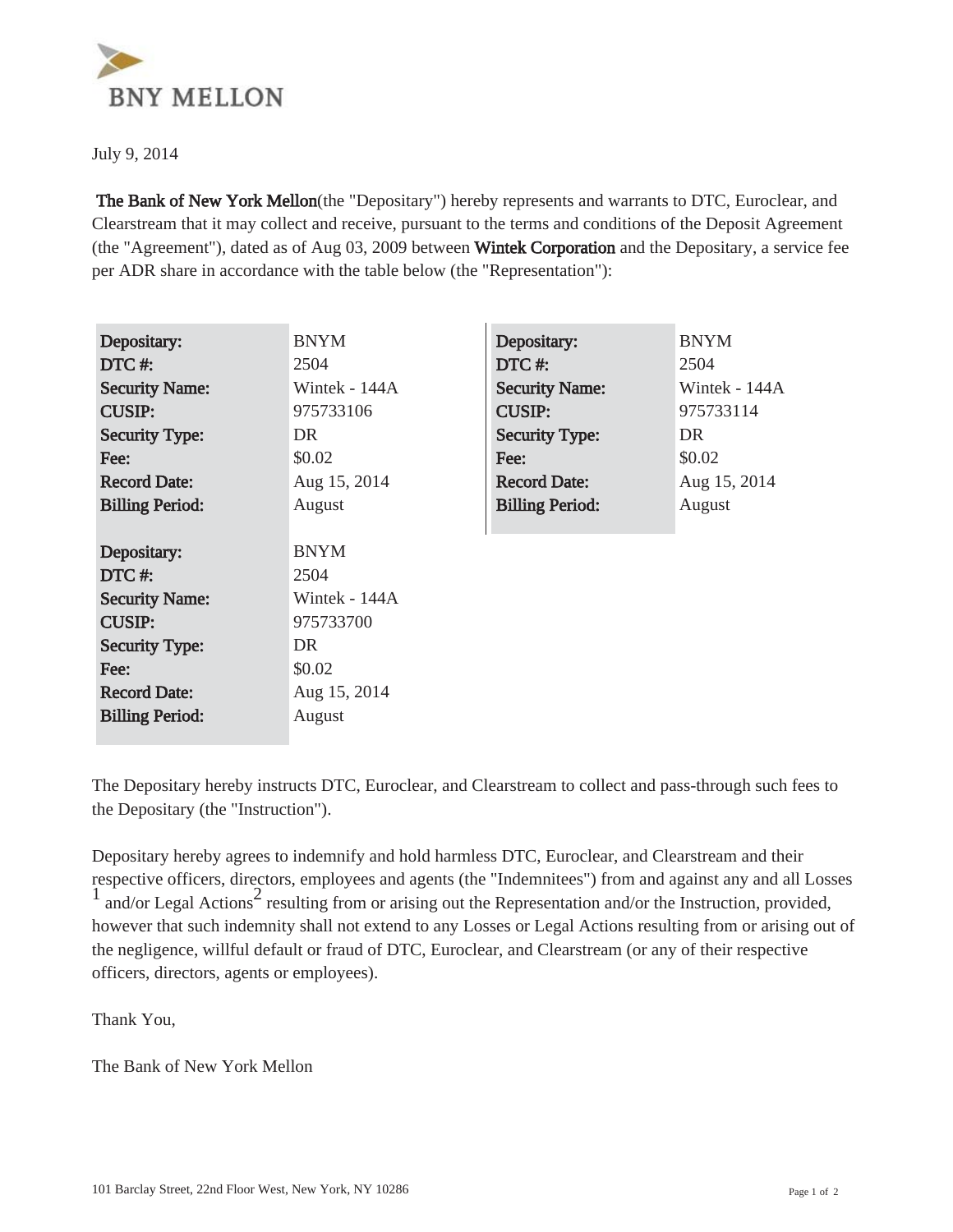BNY MELLON

July 9, 2014

**The Bank of New York Mellon**(the "Depositary") hereby represents and warrants to DTC, Euroclear, and Clearstream that it may collect and receive, pursuant to the terms and conditions of the Deposit Agreement (the "Agreement"), dated as of Aug 03, 2009 between **Wintek Corporation** and the Depositary, a service fee per ADR share in accordance with the table below (the "Representation"):

| | |
|---|---|
| **Depositary:** | BNYM |
| **DTC #:** | 2504 |
| **Security Name:** | Wintek - 144A |
| **CUSIP:** | 975733106 |
| **Security Type:** | DR |
| **Fee:** | $0.02 |
| **Record Date:** | Aug 15, 2014 |
| **Billing Period:** | August |

| | |
|---|---|
| **Depositary:** | BNYM |
| **DTC #:** | 2504 |
| **Security Name:** | Wintek - 144A |
| **CUSIP:** | 975733114 |
| **Security Type:** | DR |
| **Fee:** | $0.02 |
| **Record Date:** | Aug 15, 2014 |
| **Billing Period:** | August |

| | |
|---|---|
| **Depositary:** | BNYM |
| **DTC #:** | 2504 |
| **Security Name:** | Wintek - 144A |
| **CUSIP:** | 975733700 |
| **Security Type:** | DR |
| **Fee:** | $0.02 |
| **Record Date:** | Aug 15, 2014 |
| **Billing Period:** | August |

The Depositary hereby instructs DTC, Euroclear, and Clearstream to collect and pass-through such fees to the Depositary (the "Instruction").

Depositary hereby agrees to indemnify and hold harmless DTC, Euroclear, and Clearstream and their respective officers, directors, employees and agents (the "Indemnitees") from and against any and all Losses [1] and/or Legal Actions[2] resulting from or arising out the Representation and/or the Instruction, provided, however that such indemnity shall not extend to any Losses or Legal Actions resulting from or arising out of the negligence, willful default or fraud of DTC, Euroclear, and Clearstream (or any of their respective officers, directors, agents or employees).

Thank You,

The Bank of New York Mellon

101 Barclay Street, 22nd Floor West, New York, NY 10286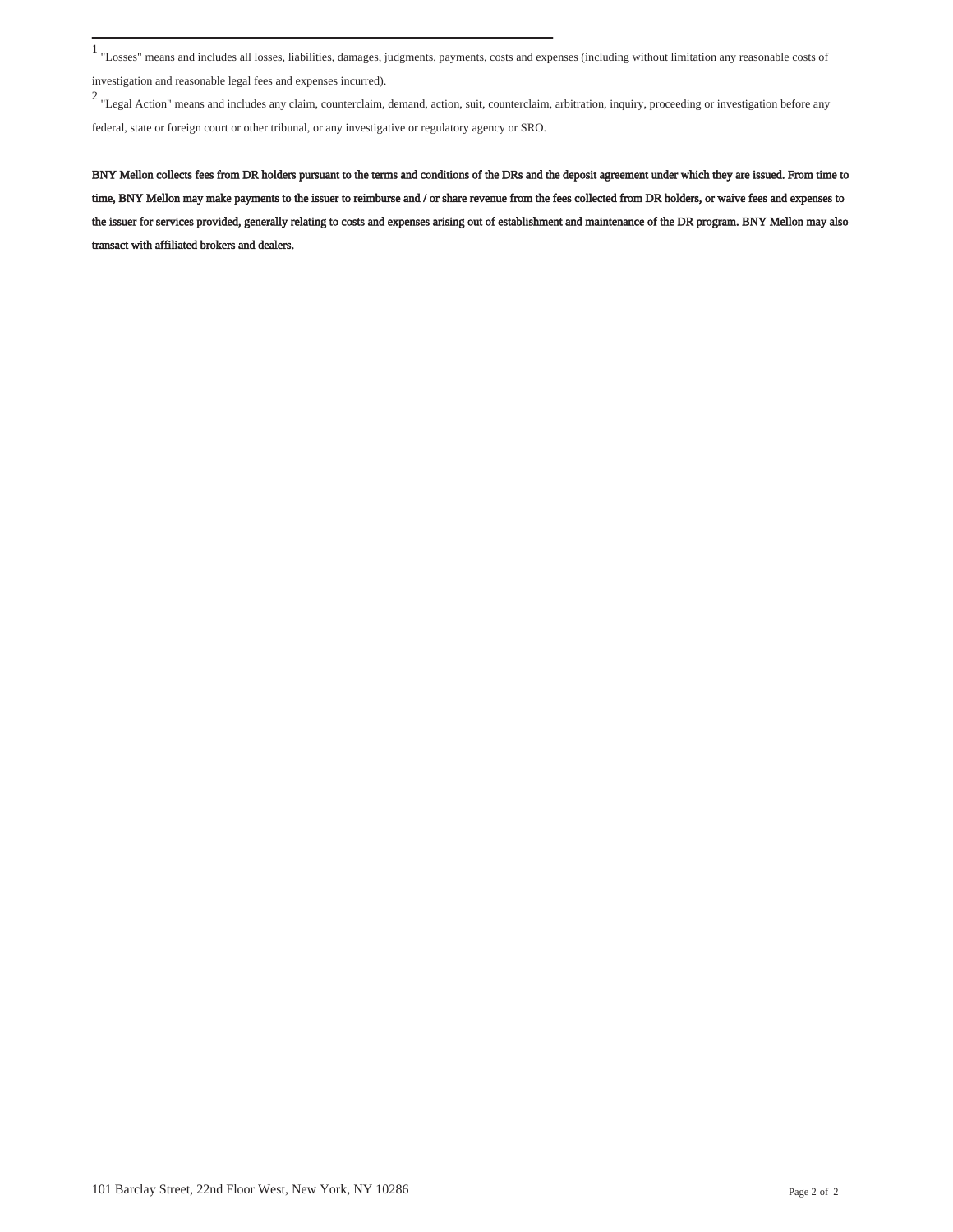[1] "Losses" means and includes all losses, liabilities, damages, judgments, payments, costs and expenses (including without limitation any reasonable costs of investigation and reasonable legal fees and expenses incurred).

[2] "Legal Action" means and includes any claim, counterclaim, demand, action, suit, counterclaim, arbitration, inquiry, proceeding or investigation before any federal, state or foreign court or other tribunal, or any investigative or regulatory agency or SRO.

**BNY Mellon collects fees from DR holders pursuant to the terms and conditions of the DRs and the deposit agreement under which they are issued. From time to time, BNY Mellon may make payments to the issuer to reimburse and / or share revenue from the fees collected from DR holders, or waive fees and expenses to the issuer for services provided, generally relating to costs and expenses arising out of establishment and maintenance of the DR program. BNY Mellon may also transact with affiliated brokers and dealers.**

101 Barclay Street, 22nd Floor West, New York, NY 10286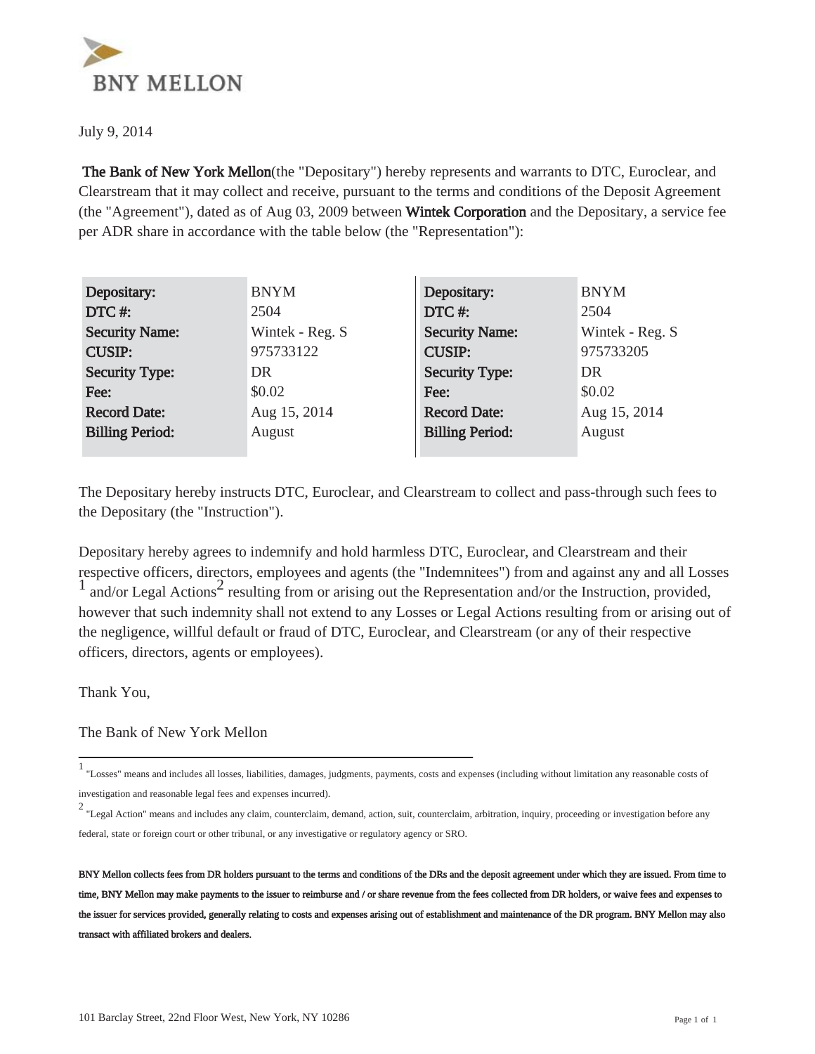BNY MELLON

July 9, 2014

**The Bank of New York Mellon**(the "Depositary") hereby represents and warrants to DTC, Euroclear, and Clearstream that it may collect and receive, pursuant to the terms and conditions of the Deposit Agreement (the "Agreement"), dated as of Aug 03, 2009 between **Wintek Corporation** and the Depositary, a service fee per ADR share in accordance with the table below (the "Representation"):

| | | | |
|---|---|---|---|
| **Depositary:** | BNYM | **Depositary:** | BNYM |
| **DTC #:** | 2504 | **DTC #:** | 2504 |
| **Security Name:** | Wintek - Reg. S | **Security Name:** | Wintek - Reg. S |
| **CUSIP:** | 975733122 | **CUSIP:** | 975733205 |
| **Security Type:** | DR | **Security Type:** | DR |
| **Fee:** | $0.02 | **Fee:** | $0.02 |
| **Record Date:** | Aug 15, 2014 | **Record Date:** | Aug 15, 2014 |
| **Billing Period:** | August | **Billing Period:** | August |

The Depositary hereby instructs DTC, Euroclear, and Clearstream to collect and pass-through such fees to the Depositary (the "Instruction").

Depositary hereby agrees to indemnify and hold harmless DTC, Euroclear, and Clearstream and their respective officers, directors, employees and agents (the "Indemnitees") from and against any and all Losses [1] and/or Legal Actions[2] resulting from or arising out the Representation and/or the Instruction, provided, however that such indemnity shall not extend to any Losses or Legal Actions resulting from or arising out of the negligence, willful default or fraud of DTC, Euroclear, and Clearstream (or any of their respective officers, directors, agents or employees).

Thank You,

The Bank of New York Mellon

---

[1] "Losses" means and includes all losses, liabilities, damages, judgments, payments, costs and expenses (including without limitation any reasonable costs of investigation and reasonable legal fees and expenses incurred).

[2] "Legal Action" means and includes any claim, counterclaim, demand, action, suit, counterclaim, arbitration, inquiry, proceeding or investigation before any federal, state or foreign court or other tribunal, or any investigative or regulatory agency or SRO.

**BNY Mellon collects fees from DR holders pursuant to the terms and conditions of the DRs and the deposit agreement under which they are issued. From time to time, BNY Mellon may make payments to the issuer to reimburse and / or share revenue from the fees collected from DR holders, or waive fees and expenses to the issuer for services provided, generally relating to costs and expenses arising out of establishment and maintenance of the DR program. BNY Mellon may also transact with affiliated brokers and dealers.**

101 Barclay Street, 22nd Floor West, New York, NY 10286